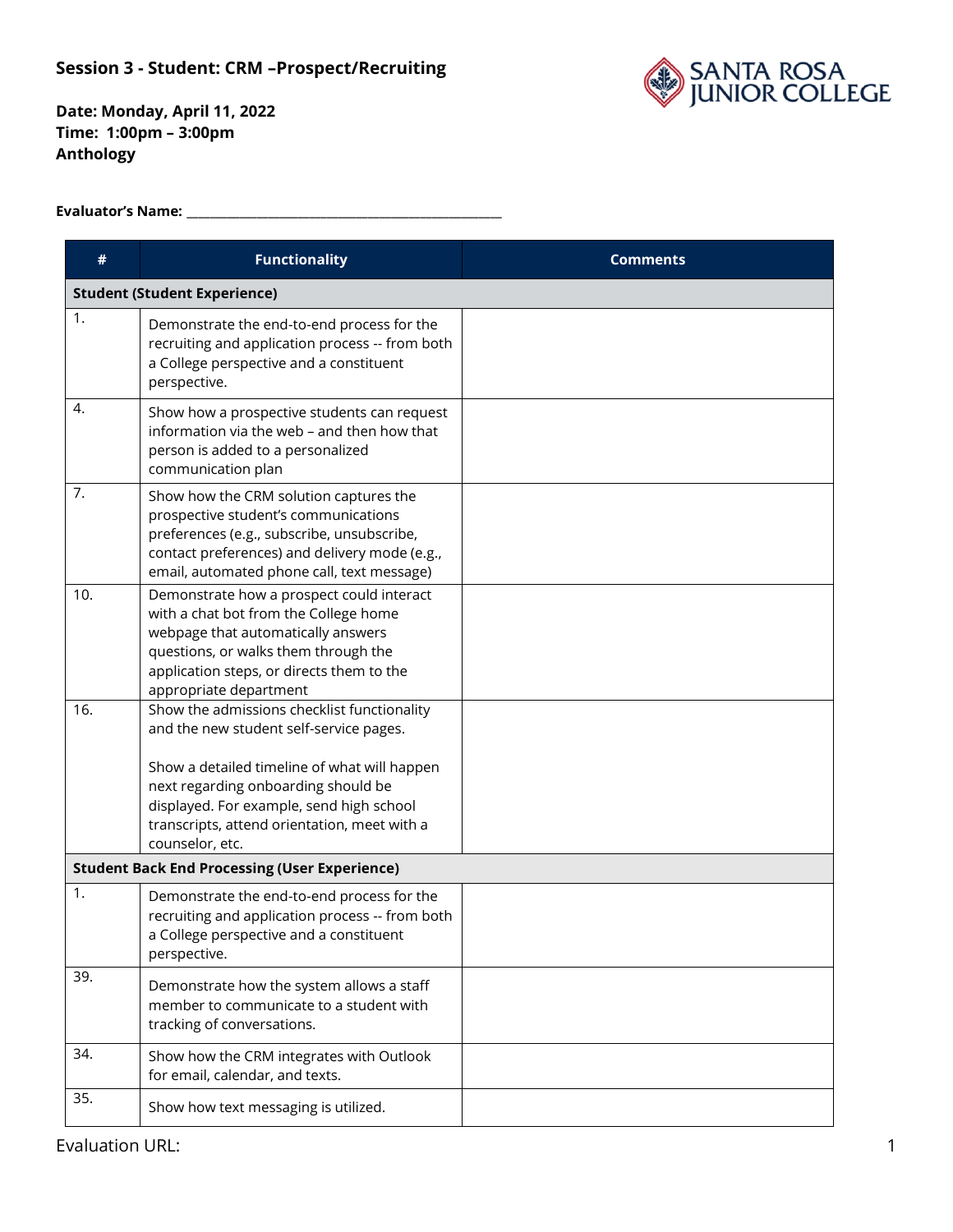## Session 3 - Student: CRM –Prospect/Recruiting

**Date: Monday, April 11, 2022**
**Time: 1:00pm – 3:00pm**
**Anthology**

**Evaluator's Name:** ______________________________________________

| # | Functionality | Comments |
|---|---|---|
| **Student (Student Experience)** | | |
| 1. | Demonstrate the end-to-end process for the recruiting and application process -- from both a College perspective and a constituent perspective. | |
| 4. | Show how a prospective students can request information via the web – and then how that person is added to a personalized communication plan | |
| 7. | Show how the CRM solution captures the prospective student's communications preferences (e.g., subscribe, unsubscribe, contact preferences) and delivery mode (e.g., email, automated phone call, text message) | |
| 10. | Demonstrate how a prospect could interact with a chat bot from the College home webpage that automatically answers questions, or walks them through the application steps, or directs them to the appropriate department | |
| 16. | Show the admissions checklist functionality and the new student self-service pages.<br><br>Show a detailed timeline of what will happen next regarding onboarding should be displayed. For example, send high school transcripts, attend orientation, meet with a counselor, etc. | |
| **Student Back End Processing (User Experience)** | | |
| 1. | Demonstrate the end-to-end process for the recruiting and application process -- from both a College perspective and a constituent perspective. | |
| 39. | Demonstrate how the system allows a staff member to communicate to a student with tracking of conversations. | |
| 34. | Show how the CRM integrates with Outlook for email, calendar, and texts. | |
| 35. | Show how text messaging is utilized. | |

Evaluation URL: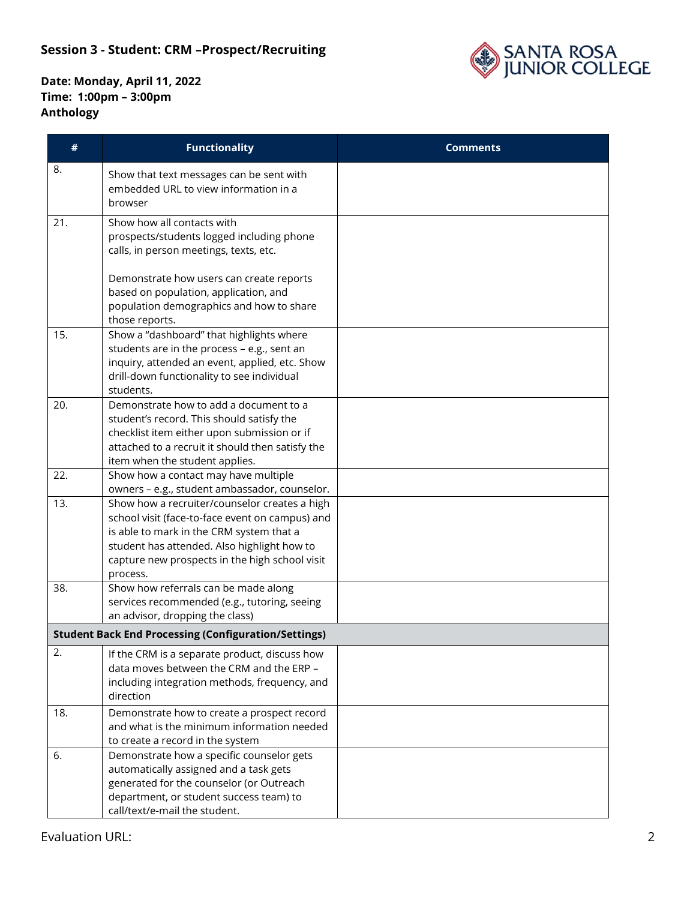**Session 3 - Student: CRM –Prospect/Recruiting**

**Date: Monday, April 11, 2022**
**Time: 1:00pm – 3:00pm**
**Anthology**

| # | Functionality | Comments |
|---|---|---|
| 8. | Show that text messages can be sent with embedded URL to view information in a browser | |
| 21. | Show how all contacts with prospects/students logged including phone calls, in person meetings, texts, etc.<br><br>Demonstrate how users can create reports based on population, application, and population demographics and how to share those reports. | |
| 15. | Show a "dashboard" that highlights where students are in the process – e.g., sent an inquiry, attended an event, applied, etc. Show drill-down functionality to see individual students. | |
| 20. | Demonstrate how to add a document to a student's record. This should satisfy the checklist item either upon submission or if attached to a recruit it should then satisfy the item when the student applies. | |
| 22. | Show how a contact may have multiple owners – e.g., student ambassador, counselor. | |
| 13. | Show how a recruiter/counselor creates a high school visit (face-to-face event on campus) and is able to mark in the CRM system that a student has attended. Also highlight how to capture new prospects in the high school visit process. | |
| 38. | Show how referrals can be made along services recommended (e.g., tutoring, seeing an advisor, dropping the class) | |
| **Student Back End Processing (Configuration/Settings)** | | |
| 2. | If the CRM is a separate product, discuss how data moves between the CRM and the ERP – including integration methods, frequency, and direction | |
| 18. | Demonstrate how to create a prospect record and what is the minimum information needed to create a record in the system | |
| 6. | Demonstrate how a specific counselor gets automatically assigned and a task gets generated for the counselor (or Outreach department, or student success team) to call/text/e-mail the student. | |

Evaluation URL: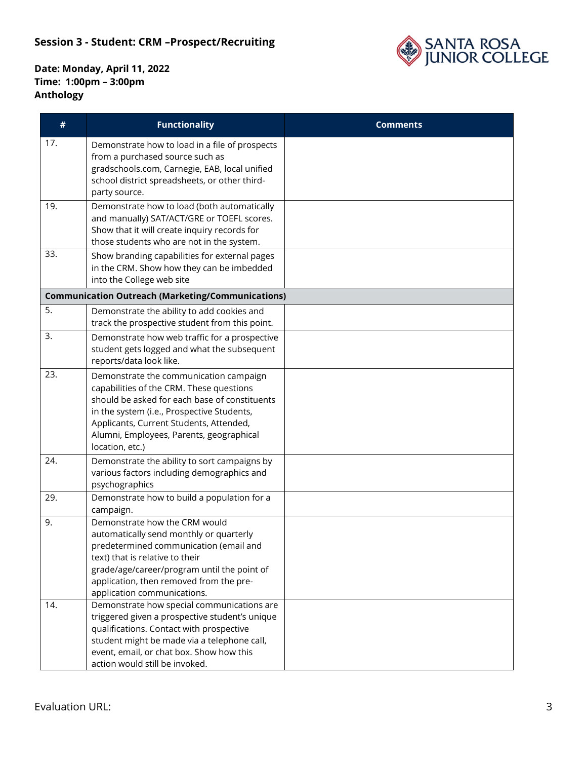**Session 3 - Student: CRM –Prospect/Recruiting**

**Date: Monday, April 11, 2022**
**Time: 1:00pm – 3:00pm**
**Anthology**

| # | Functionality | Comments |
|---|---|---|
| 17. | Demonstrate how to load in a file of prospects from a purchased source such as gradschools.com, Carnegie, EAB, local unified school district spreadsheets, or other third-party source. | |
| 19. | Demonstrate how to load (both automatically and manually) SAT/ACT/GRE or TOEFL scores. Show that it will create inquiry records for those students who are not in the system. | |
| 33. | Show branding capabilities for external pages in the CRM. Show how they can be imbedded into the College web site | |
| **Communication Outreach (Marketing/Communications)** | | |
| 5. | Demonstrate the ability to add cookies and track the prospective student from this point. | |
| 3. | Demonstrate how web traffic for a prospective student gets logged and what the subsequent reports/data look like. | |
| 23. | Demonstrate the communication campaign capabilities of the CRM. These questions should be asked for each base of constituents in the system (i.e., Prospective Students, Applicants, Current Students, Attended, Alumni, Employees, Parents, geographical location, etc.) | |
| 24. | Demonstrate the ability to sort campaigns by various factors including demographics and psychographics | |
| 29. | Demonstrate how to build a population for a campaign. | |
| 9. | Demonstrate how the CRM would automatically send monthly or quarterly predetermined communication (email and text) that is relative to their grade/age/career/program until the point of application, then removed from the pre-application communications. | |
| 14. | Demonstrate how special communications are triggered given a prospective student's unique qualifications. Contact with prospective student might be made via a telephone call, event, email, or chat box. Show how this action would still be invoked. | |

Evaluation URL: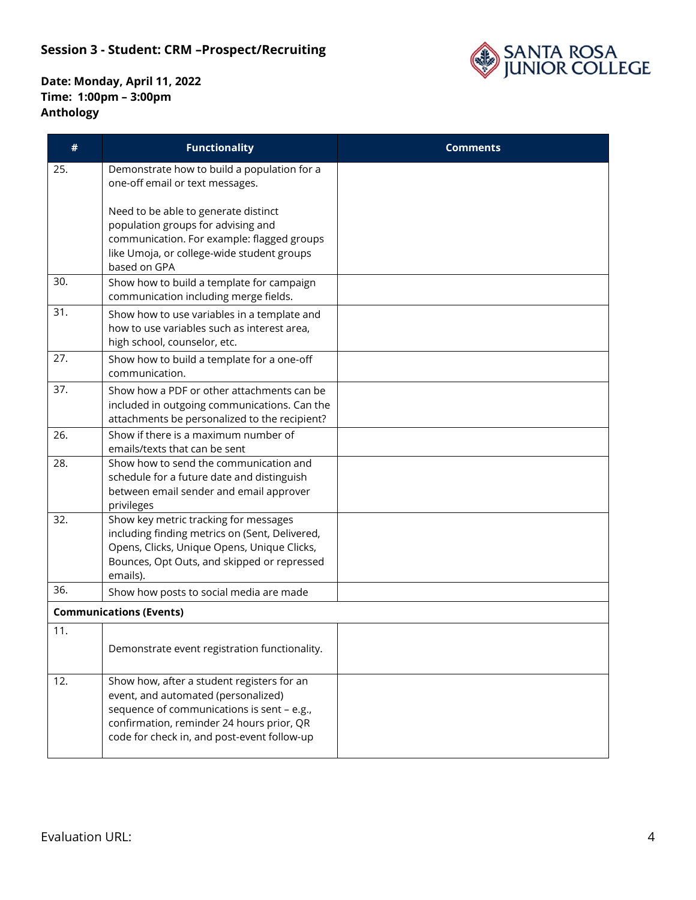**Session 3 - Student: CRM –Prospect/Recruiting**

**Date: Monday, April 11, 2022**
**Time: 1:00pm – 3:00pm**
**Anthology**

| # | Functionality | Comments |
|---|---|---|
| 25. | Demonstrate how to build a population for a one-off email or text messages.<br><br>Need to be able to generate distinct population groups for advising and communication. For example: flagged groups like Umoja, or college-wide student groups based on GPA | |
| 30. | Show how to build a template for campaign communication including merge fields. | |
| 31. | Show how to use variables in a template and how to use variables such as interest area, high school, counselor, etc. | |
| 27. | Show how to build a template for a one-off communication. | |
| 37. | Show how a PDF or other attachments can be included in outgoing communications. Can the attachments be personalized to the recipient? | |
| 26. | Show if there is a maximum number of emails/texts that can be sent | |
| 28. | Show how to send the communication and schedule for a future date and distinguish between email sender and email approver privileges | |
| 32. | Show key metric tracking for messages including finding metrics on (Sent, Delivered, Opens, Clicks, Unique Opens, Unique Clicks, Bounces, Opt Outs, and skipped or repressed emails). | |
| 36. | Show how posts to social media are made | |
| **Communications (Events)** | | |
| 11. | Demonstrate event registration functionality. | |
| 12. | Show how, after a student registers for an event, and automated (personalized) sequence of communications is sent – e.g., confirmation, reminder 24 hours prior, QR code for check in, and post-event follow-up | |

Evaluation URL: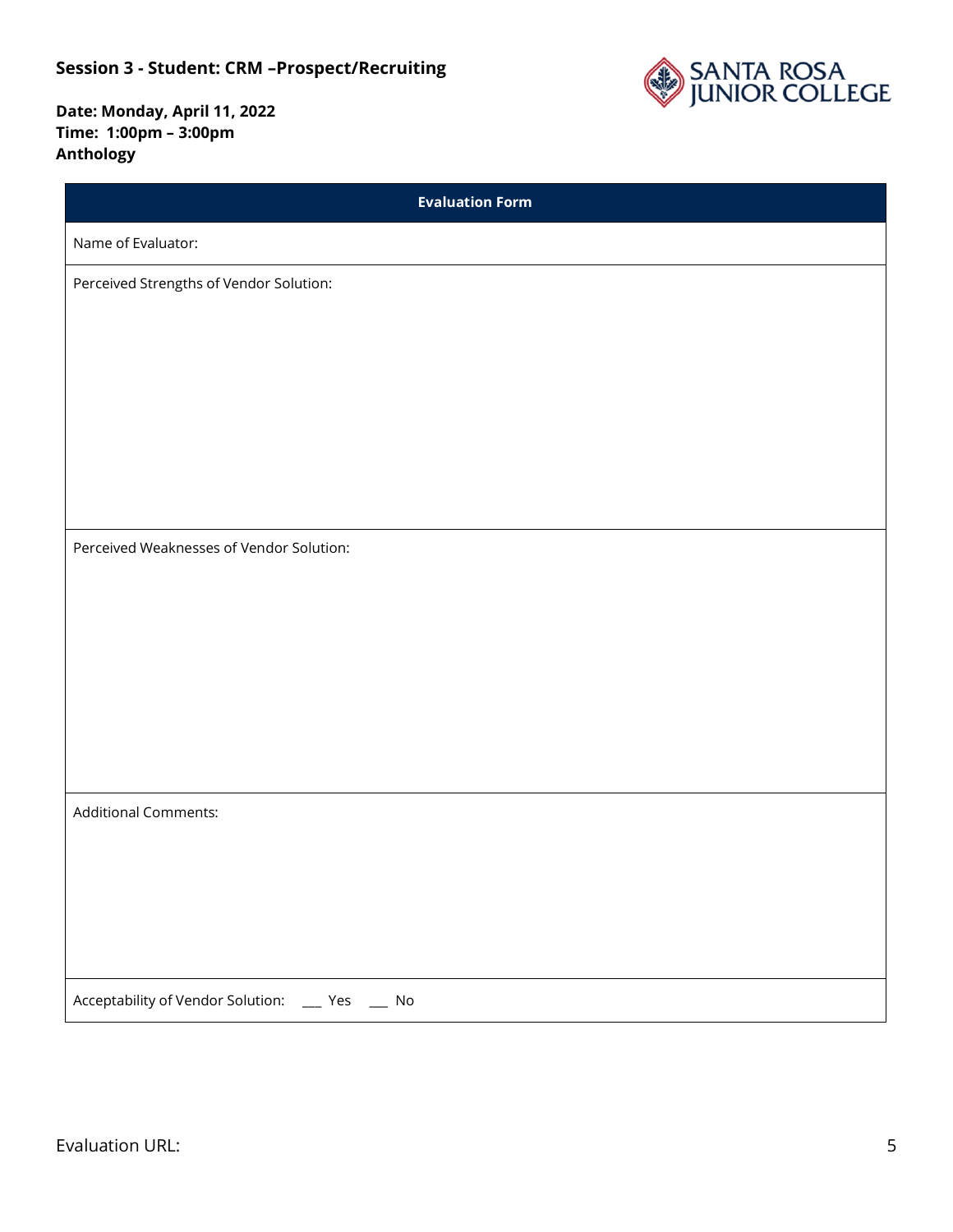**Session 3 - Student: CRM –Prospect/Recruiting**

**Date: Monday, April 11, 2022**
**Time: 1:00pm – 3:00pm**
**Anthology**

| **Evaluation Form** |
|---|
| Name of Evaluator: |
| Perceived Strengths of Vendor Solution: |
| Perceived Weaknesses of Vendor Solution: |
| Additional Comments: |
| Acceptability of Vendor Solution: ___ Yes ___ No |

Evaluation URL: